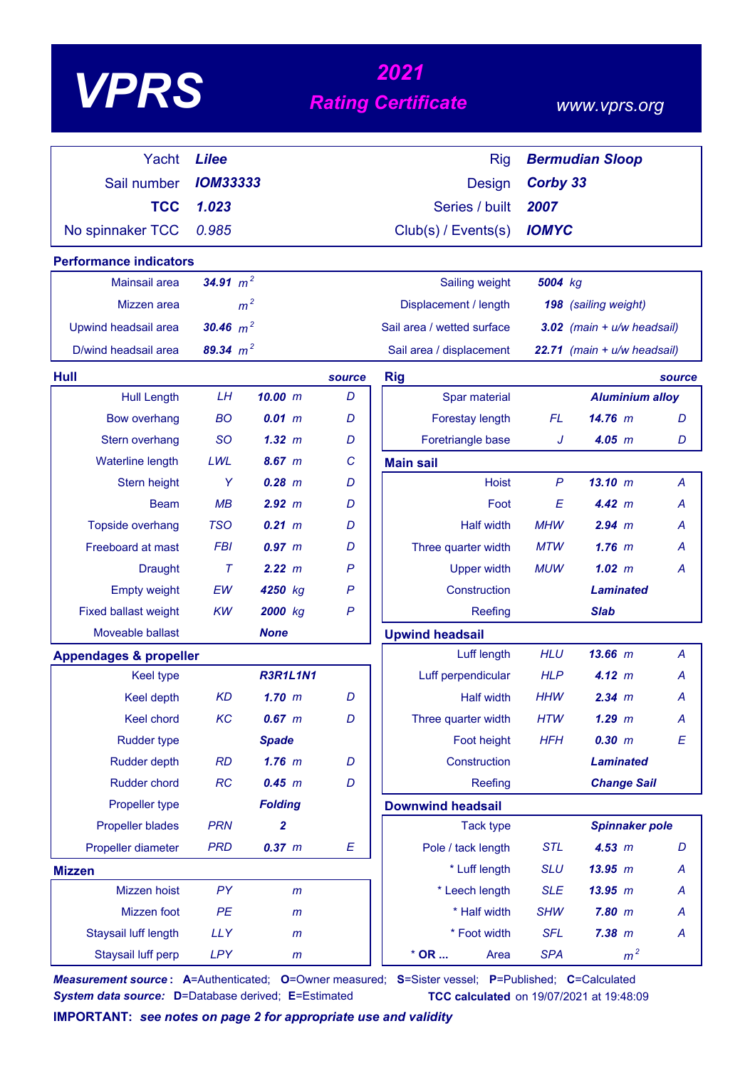# VPRS

## 2021 Rating Certificate

www.vprs.org

| | | | |
|---|---|---|---|
| Yacht | **Lilee** | Rig | **Bermudian Sloop** |
| Sail number | **IOM33333** | Design | **Corby 33** |
| **TCC** | **1.023** | Series / built | **2007** |
| No spinnaker TCC | 0.985 | Club(s) / Events(s) | **IOMYC** |

## Performance indicators

| | | | |
|---|---|---|---|
| Mainsail area | **34.91** $m^2$ | Sailing weight | **5004** kg |
| Mizzen area | $m^2$ | Displacement / length | **198** (sailing weight) |
| Upwind headsail area | **30.46** $m^2$ | Sail area / wetted surface | **3.02** (main + u/w headsail) |
| D/wind headsail area | **89.34** $m^2$ | Sail area / displacement | **22.71** (main + u/w headsail) |

## Hull

| | | | source |
|---|---|---|---|
| Hull Length | LH | **10.00** m | D |
| Bow overhang | BO | **0.01** m | D |
| Stern overhang | SO | **1.32** m | D |
| Waterline length | LWL | **8.67** m | C |
| Stern height | Y | **0.28** m | D |
| Beam | MB | **2.92** m | D |
| Topside overhang | TSO | **0.21** m | D |
| Freeboard at mast | FBI | **0.97** m | D |
| Draught | T | **2.22** m | P |
| Empty weight | EW | **4250** kg | P |
| Fixed ballast weight | KW | **2000** kg | P |
| Moveable ballast | | **None** | |

## Appendages & propeller

| | | | |
|---|---|---|---|
| Keel type | | **R3R1L1N1** | |
| Keel depth | KD | **1.70** m | D |
| Keel chord | KC | **0.67** m | D |
| Rudder type | | **Spade** | |
| Rudder depth | RD | **1.76** m | D |
| Rudder chord | RC | **0.45** m | D |
| Propeller type | | **Folding** | |
| Propeller blades | PRN | **2** | |
| Propeller diameter | PRD | **0.37** m | E |

## Mizzen

| | | | |
|---|---|---|---|
| Mizzen hoist | PY | m | |
| Mizzen foot | PE | m | |
| Staysail luff length | LLY | m | |
| Staysail luff perp | LPY | m | |

## Rig

| | | | source |
|---|---|---|---|
| Spar material | | **Aluminium alloy** | |
| Forestay length | FL | **14.76** m | D |
| Foretriangle base | J | **4.05** m | D |

## Main sail

| | | | |
|---|---|---|---|
| Hoist | P | **13.10** m | A |
| Foot | E | **4.42** m | A |
| Half width | MHW | **2.94** m | A |
| Three quarter width | MTW | **1.76** m | A |
| Upper width | MUW | **1.02** m | A |
| Construction | | **Laminated** | |
| Reefing | | **Slab** | |

## Upwind headsail

| | | | |
|---|---|---|---|
| Luff length | HLU | **13.66** m | A |
| Luff perpendicular | HLP | **4.12** m | A |
| Half width | HHW | **2.34** m | A |
| Three quarter width | HTW | **1.29** m | A |
| Foot height | HFH | **0.30** m | E |
| Construction | | **Laminated** | |
| Reefing | | **Change Sail** | |

## Downwind headsail

| | | | |
|---|---|---|---|
| Tack type | | **Spinnaker pole** | |
| Pole / tack length | STL | **4.53** m | D |
| * Luff length | SLU | **13.95** m | A |
| * Leech length | SLE | **13.95** m | A |
| * Half width | SHW | **7.80** m | A |
| * Foot width | SFL | **7.38** m | A |
| * OR ... Area | SPA | $m^2$ | |

***Measurement source*:** **A**=Authenticated; **O**=Owner measured; **S**=Sister vessel; **P**=Published; **C**=Calculated

***System data source:*** **D**=Database derived; **E**=Estimated

**TCC calculated** on 19/07/2021 at 19:48:09

**IMPORTANT:** ***see notes on page 2 for appropriate use and validity***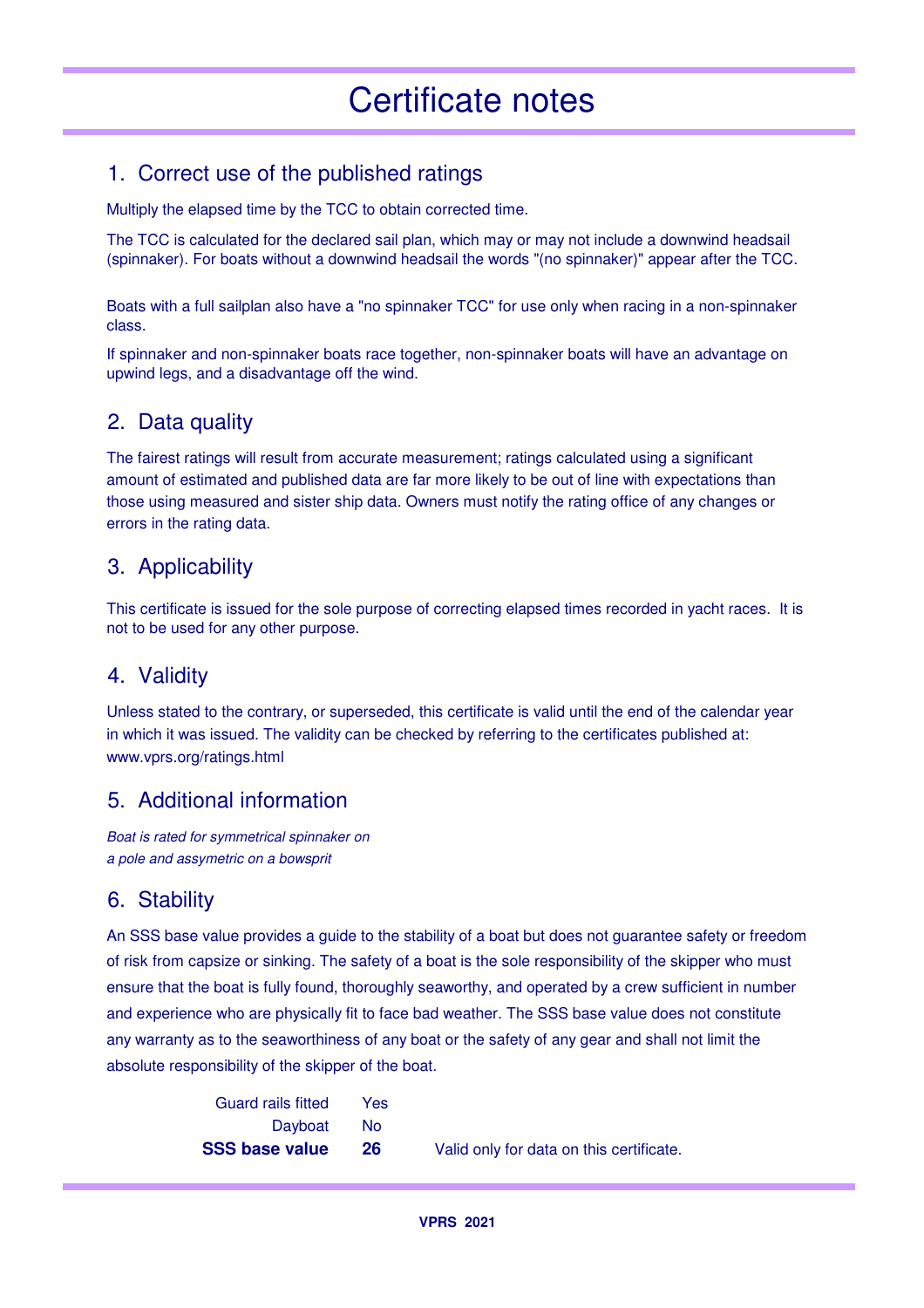# Certificate notes

## 1. Correct use of the published ratings

Multiply the elapsed time by the TCC to obtain corrected time.

The TCC is calculated for the declared sail plan, which may or may not include a downwind headsail (spinnaker). For boats without a downwind headsail the words "(no spinnaker)" appear after the TCC.

Boats with a full sailplan also have a "no spinnaker TCC" for use only when racing in a non-spinnaker class.

If spinnaker and non-spinnaker boats race together, non-spinnaker boats will have an advantage on upwind legs, and a disadvantage off the wind.

## 2. Data quality

The fairest ratings will result from accurate measurement; ratings calculated using a significant amount of estimated and published data are far more likely to be out of line with expectations than those using measured and sister ship data. Owners must notify the rating office of any changes or errors in the rating data.

## 3. Applicability

This certificate is issued for the sole purpose of correcting elapsed times recorded in yacht races. It is not to be used for any other purpose.

## 4. Validity

Unless stated to the contrary, or superseded, this certificate is valid until the end of the calendar year in which it was issued. The validity can be checked by referring to the certificates published at: www.vprs.org/ratings.html

## 5. Additional information

*Boat is rated for symmetrical spinnaker on*
*a pole and assymetric on a bowsprit*

## 6. Stability

An SSS base value provides a guide to the stability of a boat but does not guarantee safety or freedom of risk from capsize or sinking. The safety of a boat is the sole responsibility of the skipper who must ensure that the boat is fully found, thoroughly seaworthy, and operated by a crew sufficient in number and experience who are physically fit to face bad weather. The SSS base value does not constitute any warranty as to the seaworthiness of any boat or the safety of any gear and shall not limit the absolute responsibility of the skipper of the boat.

| | | |
|---|---|---|
| Guard rails fitted | Yes | |
| Dayboat | No | |
| **SSS base value** | **26** | Valid only for data on this certificate. |

**VPRS 2021**